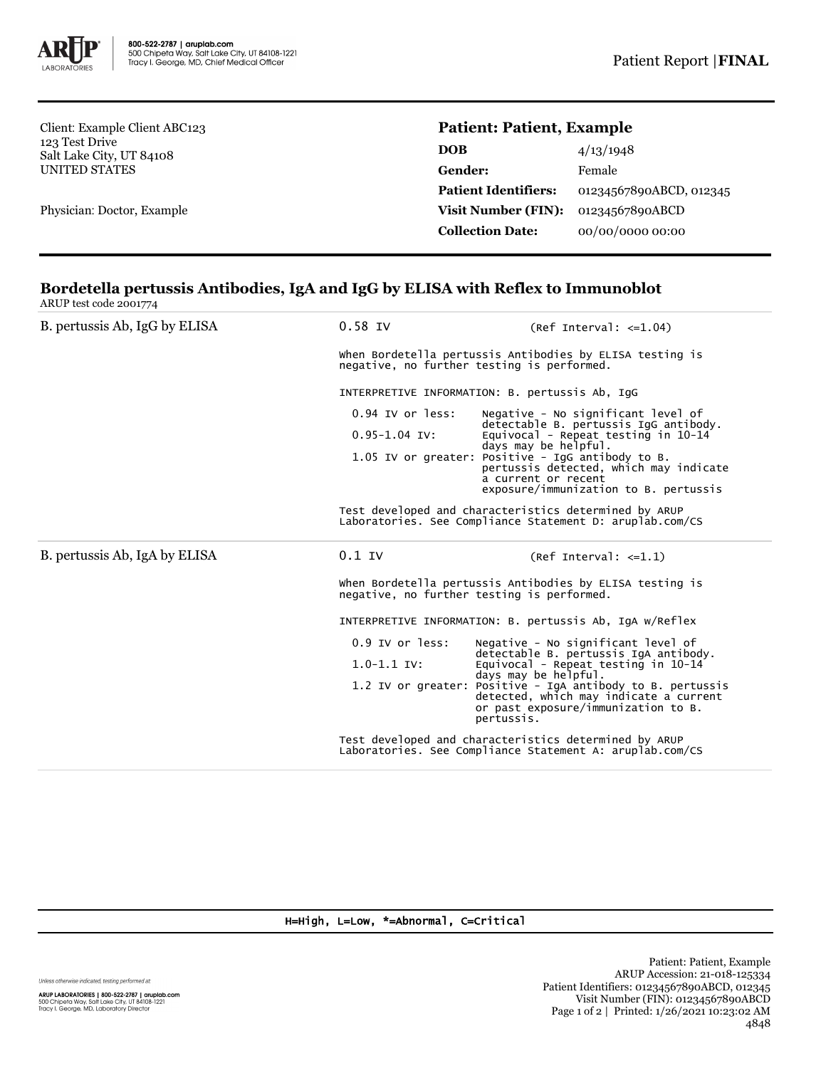Client: Example Client ABC123
123 Test Drive
Salt Lake City, UT 84108
UNITED STATES

Physician: Doctor, Example

**Patient: Patient, Example**

| | |
|---|---|
| **DOB** | 4/13/1948 |
| **Gender:** | Female |
| **Patient Identifiers:** | 01234567890ABCD, 012345 |
| **Visit Number (FIN):** | 01234567890ABCD |
| **Collection Date:** | 00/00/0000 00:00 |

## Bordetella pertussis Antibodies, IgA and IgG by ELISA with Reflex to Immunoblot

ARUP test code 2001774

**B. pertussis Ab, IgG by ELISA**

0.58 IV (Ref Interval: <=1.04)

When Bordetella pertussis Antibodies by ELISA testing is negative, no further testing is performed.

INTERPRETIVE INFORMATION: B. pertussis Ab, IgG

| | |
|---|---|
| 0.94 IV or less: | Negative - No significant level of detectable B. pertussis IgG antibody. |
| 0.95-1.04 IV: | Equivocal - Repeat testing in 10-14 days may be helpful. |
| 1.05 IV or greater: | Positive - IgG antibody to B. pertussis detected, which may indicate a current or recent exposure/immunization to B. pertussis |

Test developed and characteristics determined by ARUP Laboratories. See Compliance Statement D: aruplab.com/CS

**B. pertussis Ab, IgA by ELISA**

0.1 IV (Ref Interval: <=1.1)

When Bordetella pertussis Antibodies by ELISA testing is negative, no further testing is performed.

INTERPRETIVE INFORMATION: B. pertussis Ab, IgA w/Reflex

| | |
|---|---|
| 0.9 IV or less: | Negative - No significant level of detectable B. pertussis IgA antibody. |
| 1.0-1.1 IV: | Equivocal - Repeat testing in 10-14 days may be helpful. |
| 1.2 IV or greater: | Positive - IgA antibody to B. pertussis detected, which may indicate a current or past exposure/immunization to B. pertussis. |

Test developed and characteristics determined by ARUP Laboratories. See Compliance Statement A: aruplab.com/CS

H=High, L=Low, *=Abnormal, C=Critical

Unless otherwise indicated, testing performed at:

ARUP LABORATORIES | 800-522-2787 | aruplab.com
500 Chipeta Way, Salt Lake City, UT 84108-1221
Tracy I. George, MD, Laboratory Director

Patient: Patient, Example
ARUP Accession: 21-018-125334
Patient Identifiers: 01234567890ABCD, 012345
Visit Number (FIN): 01234567890ABCD
Printed: 1/26/2021 10:23:02 AM
4848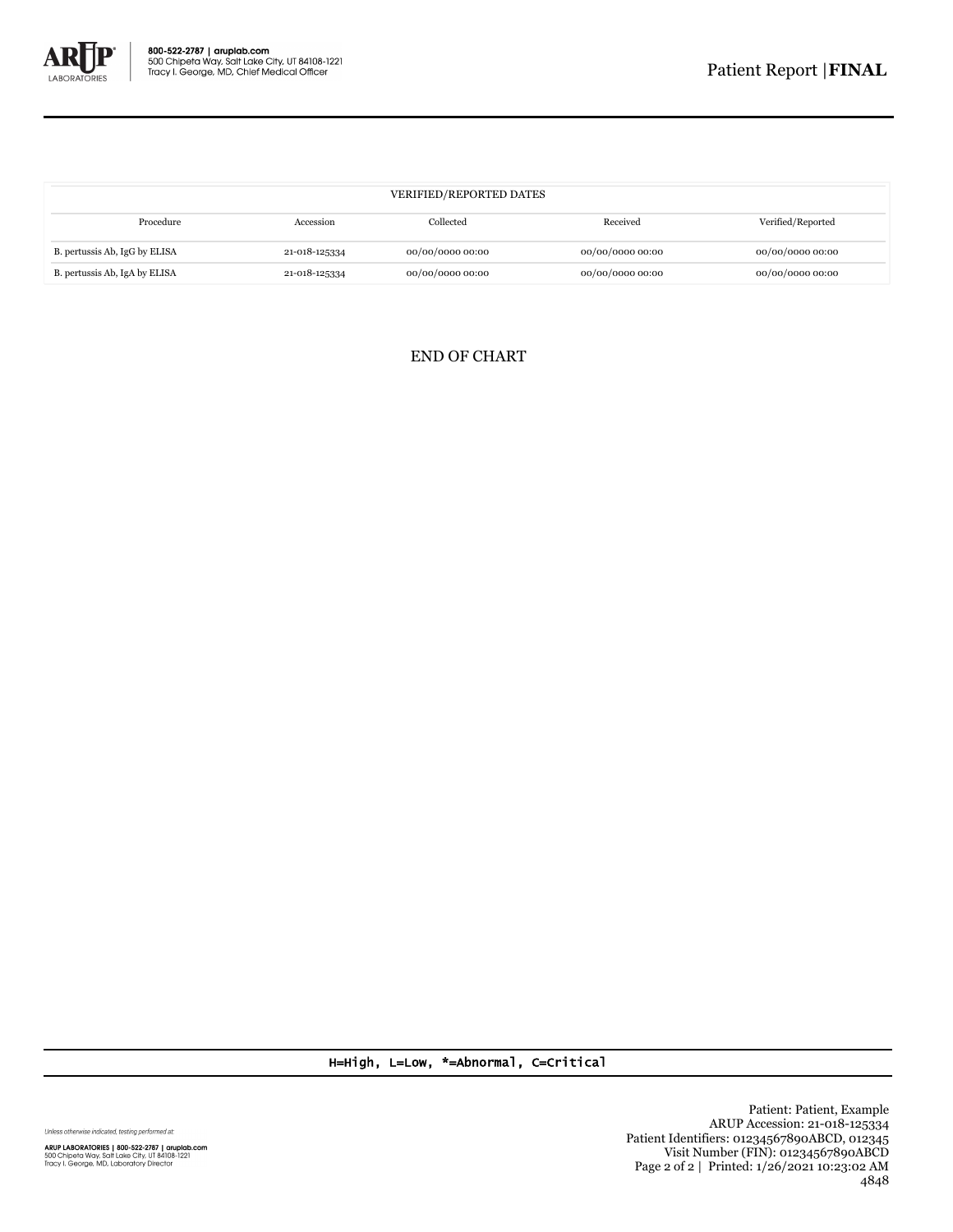| VERIFIED/REPORTED DATES | | | | |
|---|---|---|---|---|
| Procedure | Accession | Collected | Received | Verified/Reported |
| B. pertussis Ab, IgG by ELISA | 21-018-125334 | 00/00/0000 00:00 | 00/00/0000 00:00 | 00/00/0000 00:00 |
| B. pertussis Ab, IgA by ELISA | 21-018-125334 | 00/00/0000 00:00 | 00/00/0000 00:00 | 00/00/0000 00:00 |

END OF CHART

H=High, L=Low, *=Abnormal, C=Critical

*Unless otherwise indicated, testing performed at:*

**ARUP LABORATORIES | 800-522-2787 | aruplab.com**
500 Chipeta Way, Salt Lake City, UT 84108-1221
Tracy I. George, MD, Laboratory Director

Patient: Patient, Example
ARUP Accession: 21-018-125334
Patient Identifiers: 01234567890ABCD, 012345
Visit Number (FIN): 01234567890ABCD
Printed: 1/26/2021 10:23:02 AM
4848